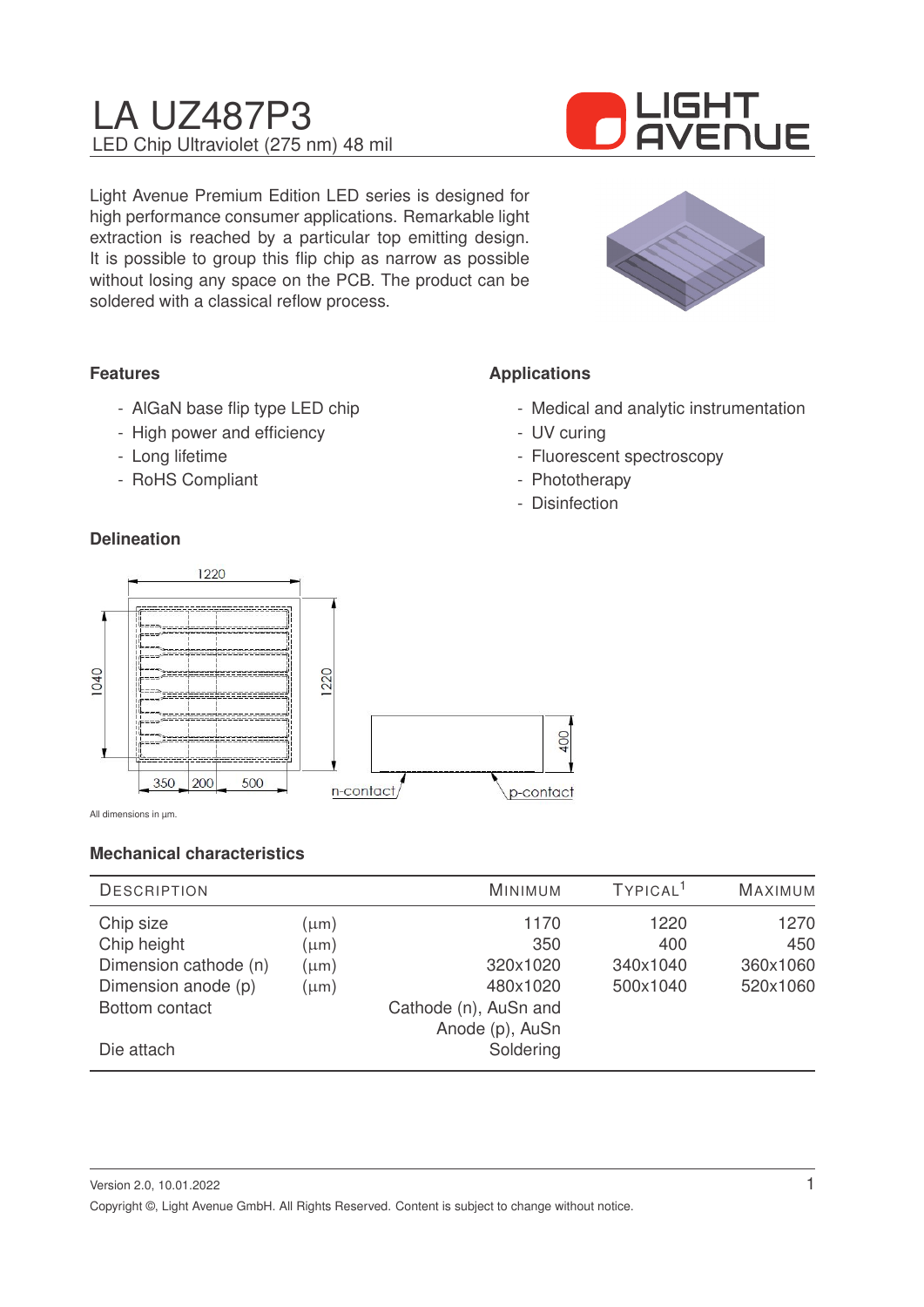# LA UZ487P3

LED Chip Ultraviolet (275 nm) 48 mil

Light Avenue Premium Edition LED series is designed for high performance consumer applications. Remarkable light extraction is reached by a particular top emitting design. It is possible to group this flip chip as narrow as possible without losing any space on the PCB. The product can be soldered with a classical reflow process.

### Features

- AlGaN base flip type LED chip
- High power and efficiency
- Long lifetime
- RoHS Compliant

### Applications

- Medical and analytic instrumentation
- UV curing
- Fluorescent spectroscopy
- Phototherapy
- Disinfection

### Delineation

All dimensions in µm.

### Mechanical characteristics

| Description | | Minimum | Typical[1] | Maximum |
|---|---|---|---|---|
| Chip size | (µm) | 1170 | 1220 | 1270 |
| Chip height | (µm) | 350 | 400 | 450 |
| Dimension cathode (n) | (µm) | 320x1020 | 340x1040 | 360x1060 |
| Dimension anode (p) | (µm) | 480x1020 | 500x1040 | 520x1060 |
| Bottom contact | | Cathode (n), AuSn and Anode (p), AuSn | | |
| Die attach | | Soldering | | |

Version 2.0, 10.01.2022

Copyright ©, Light Avenue GmbH. All Rights Reserved. Content is subject to change without notice.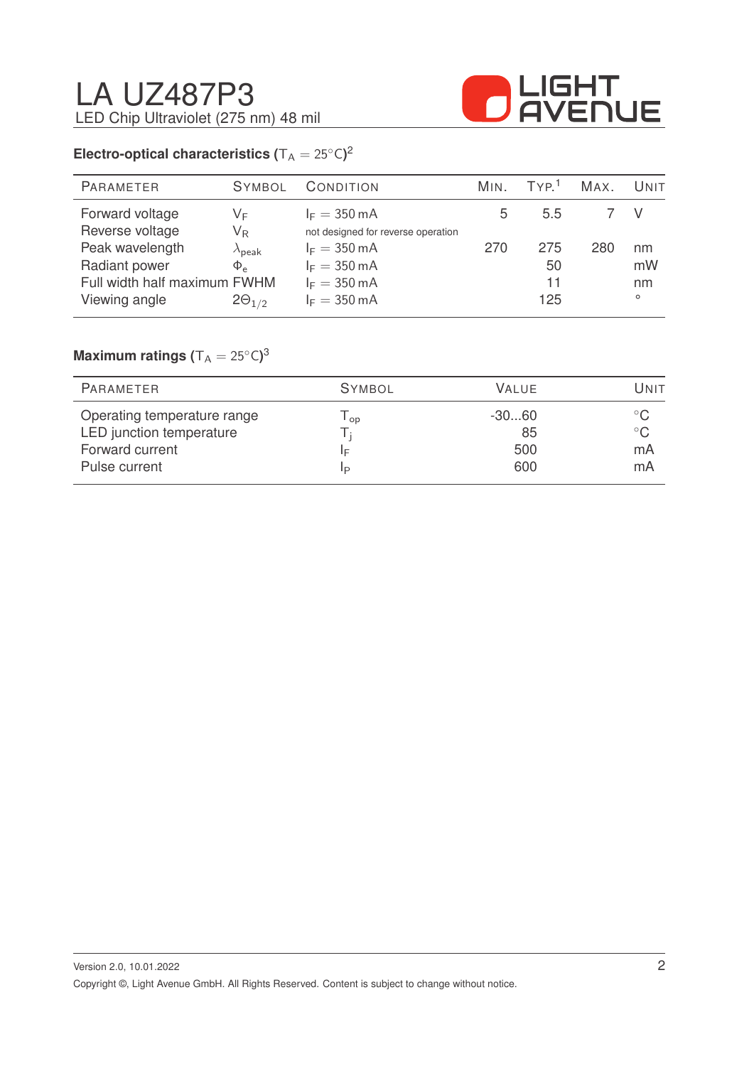## Electro-optical characteristics ($T_A = 25°C$)[2]

| Parameter | Symbol | Condition | Min. | Typ.[1] | Max. | Unit |
|---|---|---|---|---|---|---|
| Forward voltage | $V_F$ | $I_F = 350\,mA$ | 5 | 5.5 | 7 | V |
| Reverse voltage | $V_R$ | not designed for reverse operation | | | | |
| Peak wavelength | $\lambda_{peak}$ | $I_F = 350\,mA$ | 270 | 275 | 280 | nm |
| Radiant power | $\Phi_e$ | $I_F = 350\,mA$ | | 50 | | mW |
| Full width half maximum | FWHM | $I_F = 350\,mA$ | | 11 | | nm |
| Viewing angle | $2\Theta_{1/2}$ | $I_F = 350\,mA$ | | 125 | | ° |

## Maximum ratings ($T_A = 25°C$)[3]

| Parameter | Symbol | Value | Unit |
|---|---|---|---|
| Operating temperature range | $T_{op}$ | -30...60 | °C |
| LED junction temperature | $T_j$ | 85 | °C |
| Forward current | $I_F$ | 500 | mA |
| Pulse current | $I_P$ | 600 | mA |

Version 2.0, 10.01.2022

Copyright ©, Light Avenue GmbH. All Rights Reserved. Content is subject to change without notice.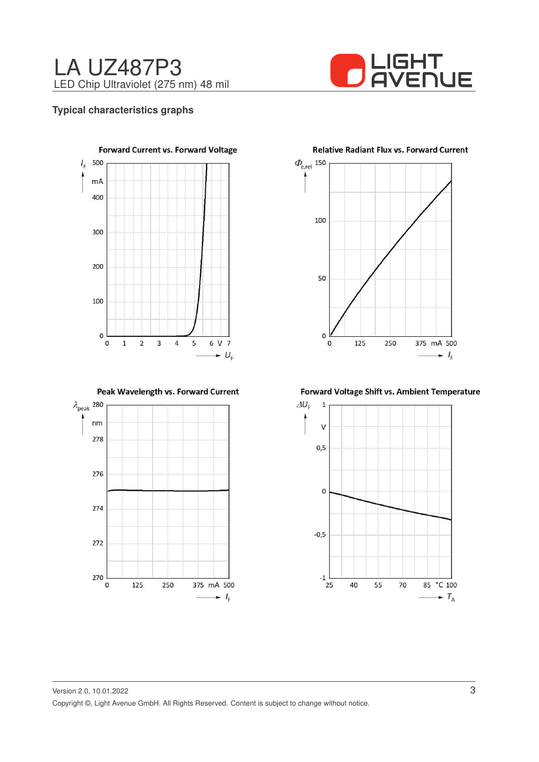## Typical characteristics graphs

**Forward Current vs. Forward Voltage**

**Relative Radiant Flux vs. Forward Current**

**Peak Wavelength vs. Forward Current**

**Forward Voltage Shift vs. Ambient Temperature**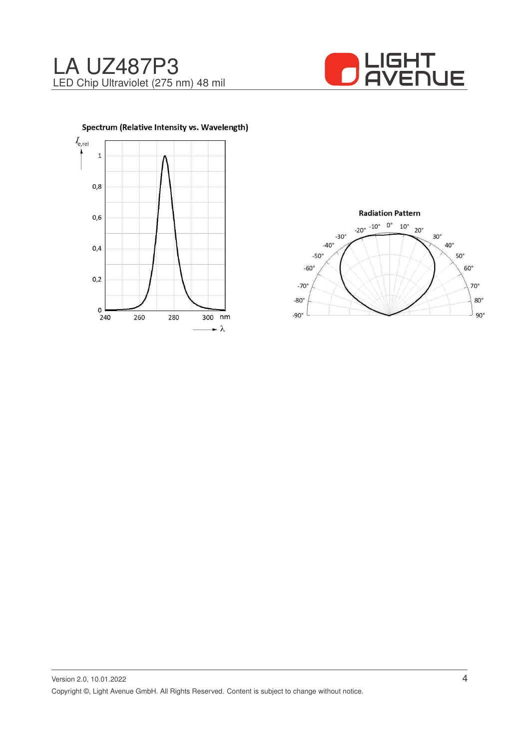# LA UZ487P3

LED Chip Ultraviolet (275 nm) 48 mil

**Spectrum (Relative Intensity vs. Wavelength)**

**Radiation Pattern**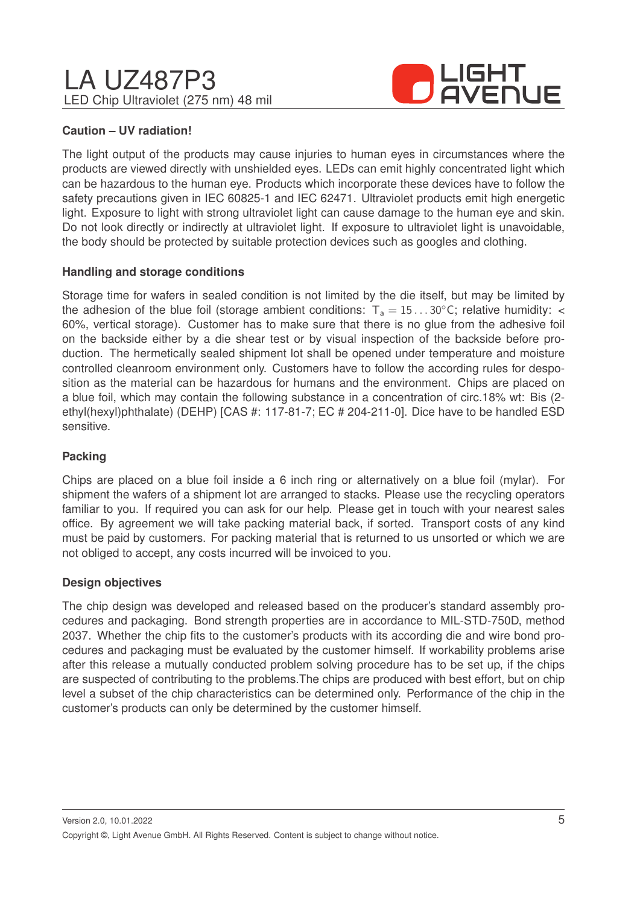### Caution – UV radiation!

The light output of the products may cause injuries to human eyes in circumstances where the products are viewed directly with unshielded eyes. LEDs can emit highly concentrated light which can be hazardous to the human eye. Products which incorporate these devices have to follow the safety precautions given in IEC 60825-1 and IEC 62471. Ultraviolet products emit high energetic light. Exposure to light with strong ultraviolet light can cause damage to the human eye and skin. Do not look directly or indirectly at ultraviolet light. If exposure to ultraviolet light is unavoidable, the body should be protected by suitable protection devices such as googles and clothing.

### Handling and storage conditions

Storage time for wafers in sealed condition is not limited by the die itself, but may be limited by the adhesion of the blue foil (storage ambient conditions: $T_a = 15 \ldots 30°C$; relative humidity: < 60%, vertical storage). Customer has to make sure that there is no glue from the adhesive foil on the backside either by a die shear test or by visual inspection of the backside before production. The hermetically sealed shipment lot shall be opened under temperature and moisture controlled cleanroom environment only. Customers have to follow the according rules for desposition as the material can be hazardous for humans and the environment. Chips are placed on a blue foil, which may contain the following substance in a concentration of circ.18% wt: Bis (2-ethyl(hexyl)phthalate) (DEHP) [CAS #: 117-81-7; EC # 204-211-0]. Dice have to be handled ESD sensitive.

### Packing

Chips are placed on a blue foil inside a 6 inch ring or alternatively on a blue foil (mylar). For shipment the wafers of a shipment lot are arranged to stacks. Please use the recycling operators familiar to you. If required you can ask for our help. Please get in touch with your nearest sales office. By agreement we will take packing material back, if sorted. Transport costs of any kind must be paid by customers. For packing material that is returned to us unsorted or which we are not obliged to accept, any costs incurred will be invoiced to you.

### Design objectives

The chip design was developed and released based on the producer's standard assembly procedures and packaging. Bond strength properties are in accordance to MIL-STD-750D, method 2037. Whether the chip fits to the customer's products with its according die and wire bond procedures and packaging must be evaluated by the customer himself. If workability problems arise after this release a mutually conducted problem solving procedure has to be set up, if the chips are suspected of contributing to the problems.The chips are produced with best effort, but on chip level a subset of the chip characteristics can be determined only. Performance of the chip in the customer's products can only be determined by the customer himself.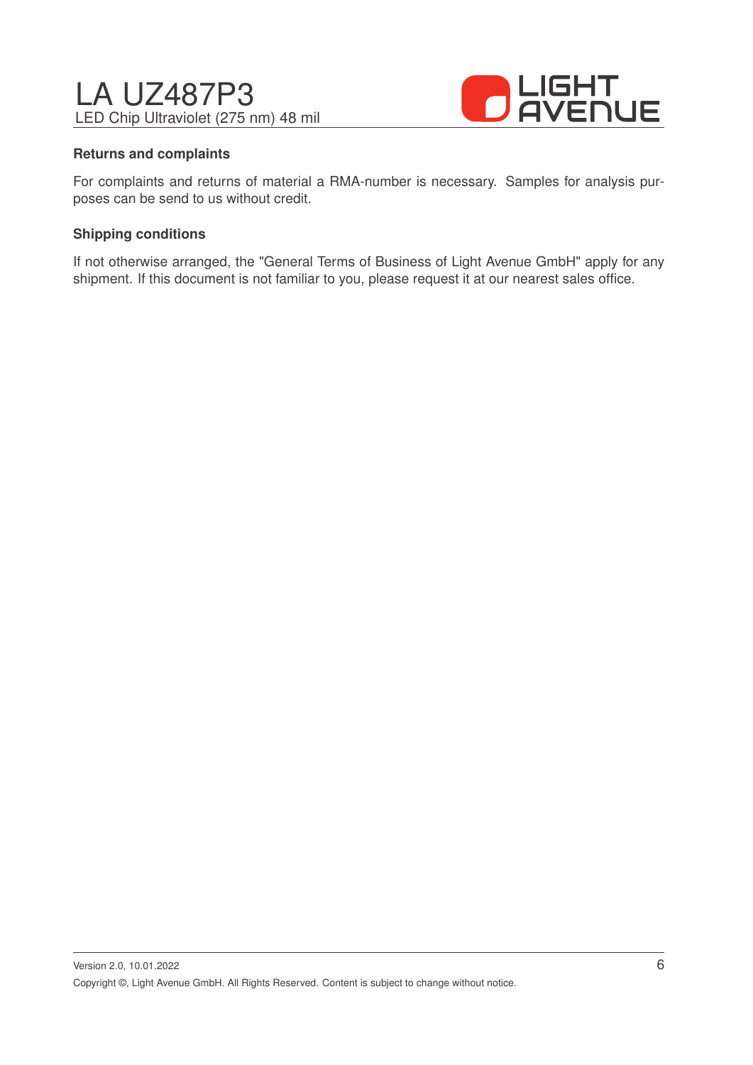### Returns and complaints

For complaints and returns of material a RMA-number is necessary. Samples for analysis purposes can be send to us without credit.

### Shipping conditions

If not otherwise arranged, the "General Terms of Business of Light Avenue GmbH" apply for any shipment. If this document is not familiar to you, please request it at our nearest sales office.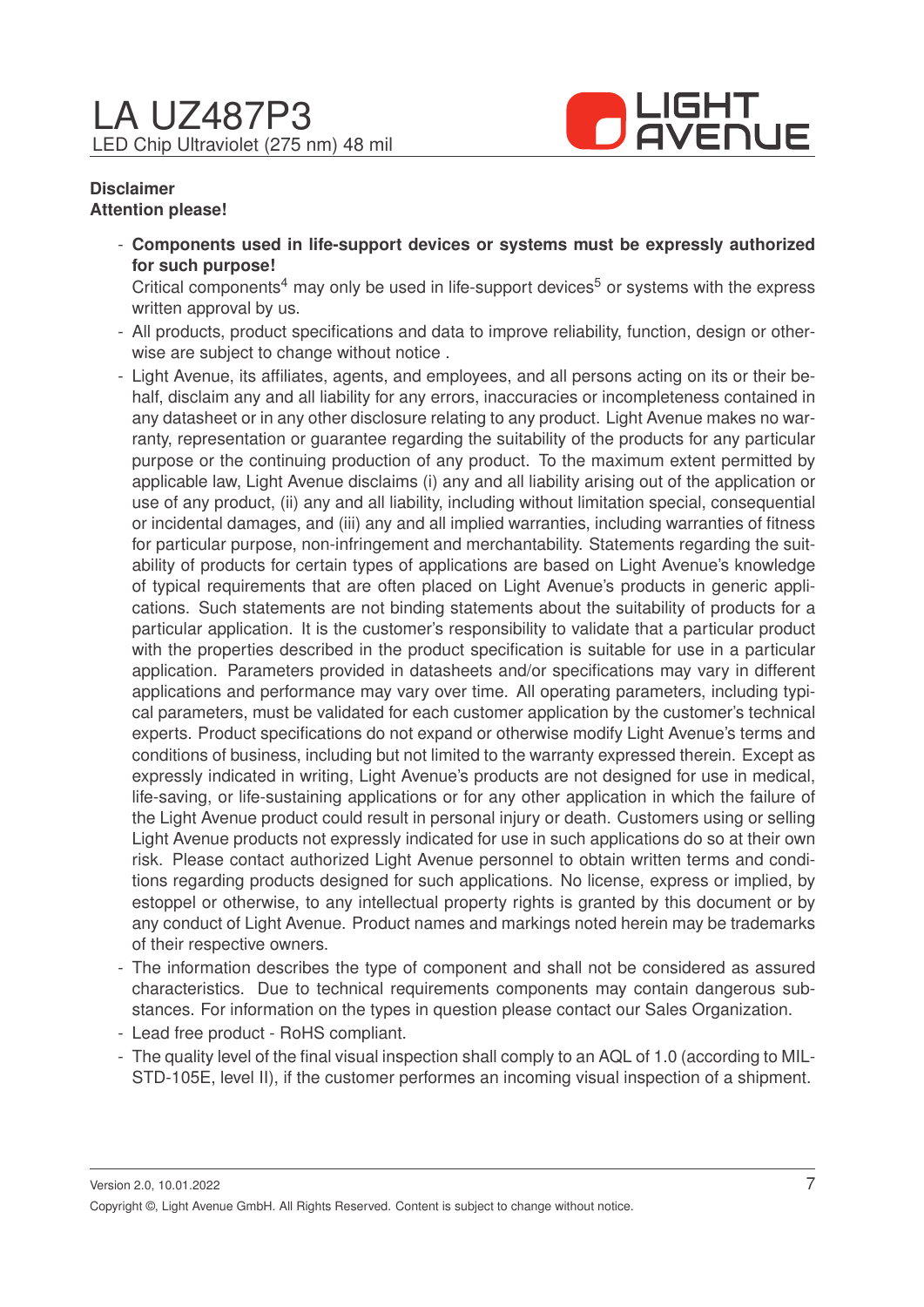**Disclaimer**

**Attention please!**

- **Components used in life-support devices or systems must be expressly authorized for such purpose!**
  Critical components[4] may only be used in life-support devices[5] or systems with the express written approval by us.
- All products, product specifications and data to improve reliability, function, design or otherwise are subject to change without notice .
- Light Avenue, its affiliates, agents, and employees, and all persons acting on its or their behalf, disclaim any and all liability for any errors, inaccuracies or incompleteness contained in any datasheet or in any other disclosure relating to any product. Light Avenue makes no warranty, representation or guarantee regarding the suitability of the products for any particular purpose or the continuing production of any product. To the maximum extent permitted by applicable law, Light Avenue disclaims (i) any and all liability arising out of the application or use of any product, (ii) any and all liability, including without limitation special, consequential or incidental damages, and (iii) any and all implied warranties, including warranties of fitness for particular purpose, non-infringement and merchantability. Statements regarding the suitability of products for certain types of applications are based on Light Avenue's knowledge of typical requirements that are often placed on Light Avenue's products in generic applications. Such statements are not binding statements about the suitability of products for a particular application. It is the customer's responsibility to validate that a particular product with the properties described in the product specification is suitable for use in a particular application. Parameters provided in datasheets and/or specifications may vary in different applications and performance may vary over time. All operating parameters, including typical parameters, must be validated for each customer application by the customer's technical experts. Product specifications do not expand or otherwise modify Light Avenue's terms and conditions of business, including but not limited to the warranty expressed therein. Except as expressly indicated in writing, Light Avenue's products are not designed for use in medical, life-saving, or life-sustaining applications or for any other application in which the failure of the Light Avenue product could result in personal injury or death. Customers using or selling Light Avenue products not expressly indicated for use in such applications do so at their own risk. Please contact authorized Light Avenue personnel to obtain written terms and conditions regarding products designed for such applications. No license, express or implied, by estoppel or otherwise, to any intellectual property rights is granted by this document or by any conduct of Light Avenue. Product names and markings noted herein may be trademarks of their respective owners.
- The information describes the type of component and shall not be considered as assured characteristics. Due to technical requirements components may contain dangerous substances. For information on the types in question please contact our Sales Organization.
- Lead free product - RoHS compliant.
- The quality level of the final visual inspection shall comply to an AQL of 1.0 (according to MIL-STD-105E, level II), if the customer performes an incoming visual inspection of a shipment.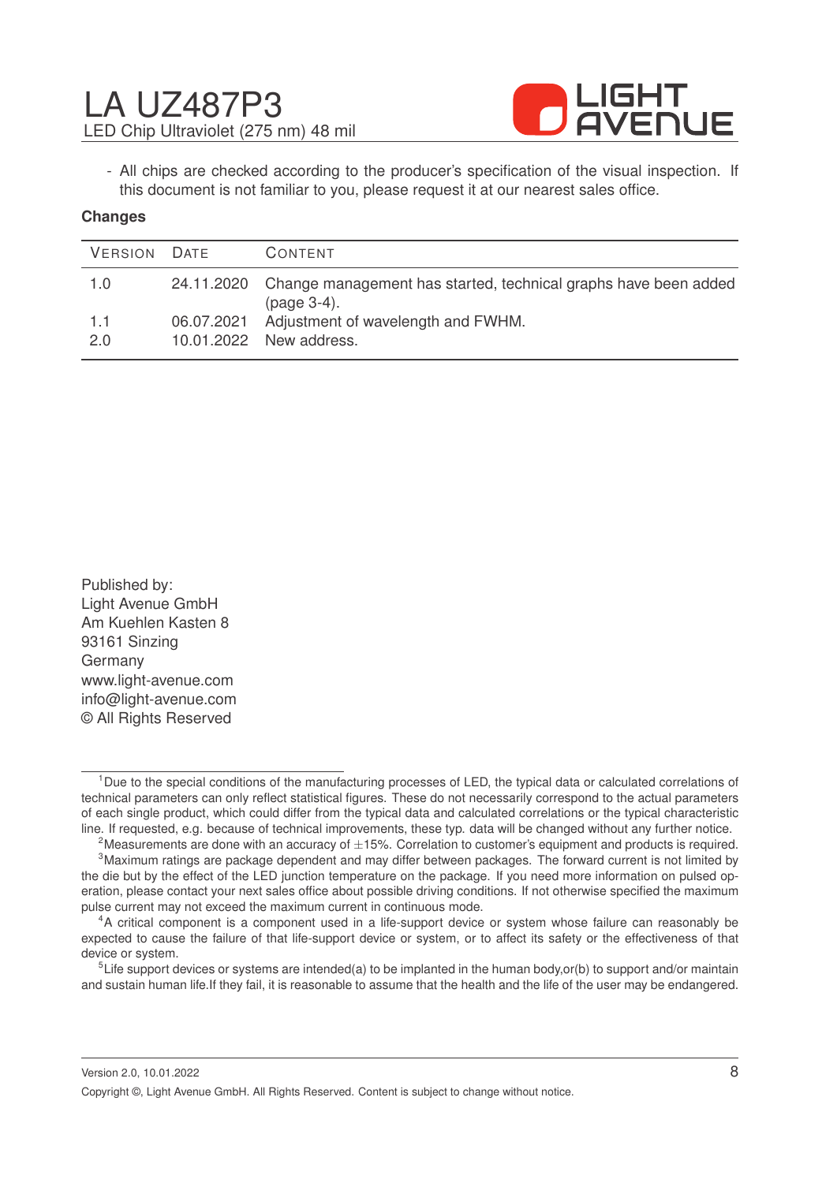- All chips are checked according to the producer's specification of the visual inspection. If this document is not familiar to you, please request it at our nearest sales office.

**Changes**

| VERSION | DATE | CONTENT |
|---|---|---|
| 1.0 | 24.11.2020 | Change management has started, technical graphs have been added (page 3-4). |
| 1.1 | 06.07.2021 | Adjustment of wavelength and FWHM. |
| 2.0 | 10.01.2022 | New address. |

Published by:
Light Avenue GmbH
Am Kuehlen Kasten 8
93161 Sinzing
Germany
www.light-avenue.com
info@light-avenue.com
© All Rights Reserved

[1] Due to the special conditions of the manufacturing processes of LED, the typical data or calculated correlations of technical parameters can only reflect statistical figures. These do not necessarily correspond to the actual parameters of each single product, which could differ from the typical data and calculated correlations or the typical characteristic line. If requested, e.g. because of technical improvements, these typ. data will be changed without any further notice.

[2] Measurements are done with an accuracy of ±15%. Correlation to customer's equipment and products is required.

[3] Maximum ratings are package dependent and may differ between packages. The forward current is not limited by the die but by the effect of the LED junction temperature on the package. If you need more information on pulsed operation, please contact your next sales office about possible driving conditions. If not otherwise specified the maximum pulse current may not exceed the maximum current in continuous mode.

[4] A critical component is a component used in a life-support device or system whose failure can reasonably be expected to cause the failure of that life-support device or system, or to affect its safety or the effectiveness of that device or system.

[5] Life support devices or systems are intended(a) to be implanted in the human body,or(b) to support and/or maintain and sustain human life.If they fail, it is reasonable to assume that the health and the life of the user may be endangered.